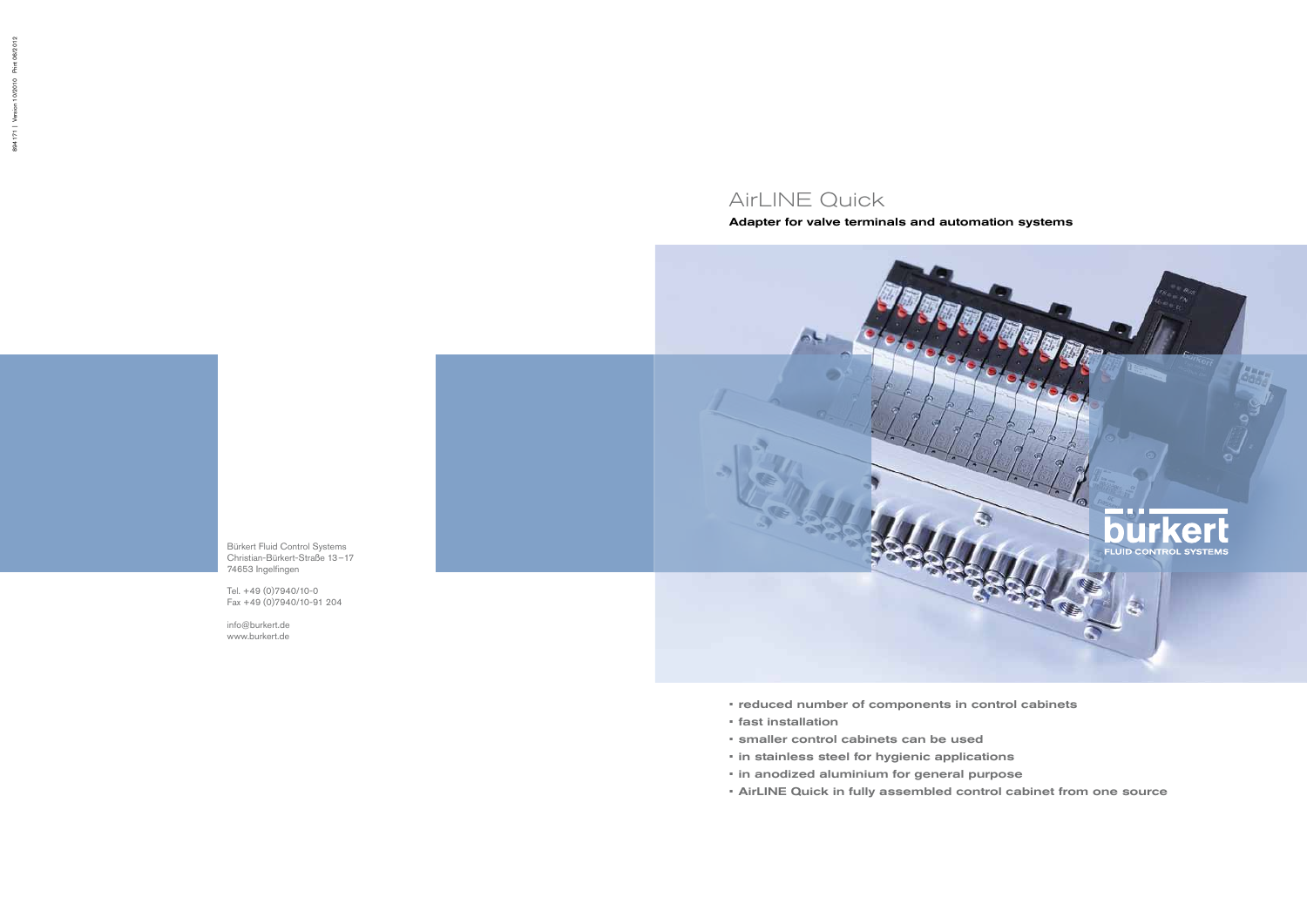# AirLINE Quick

**Adapter for valve terminals and automation systems**

- reduced number of components in control cabinets
- fast installation
- smaller control cabinets can be used
- in stainless steel for hygienic applications
- in anodized aluminium for general purpose
- AirLINE Quick in fully assembled control cabinet from one source

Bürkert Fluid Control Systems
Christian-Bürkert-Straße 13–17
74653 Ingelfingen

Tel. +49 (0)7940/10-0
Fax +49 (0)7940/10-91 204

info@burkert.de
www.burkert.de

bürkert
FLUID CONTROL SYSTEMS

894 171 | Version 10/2010 Print 06/2012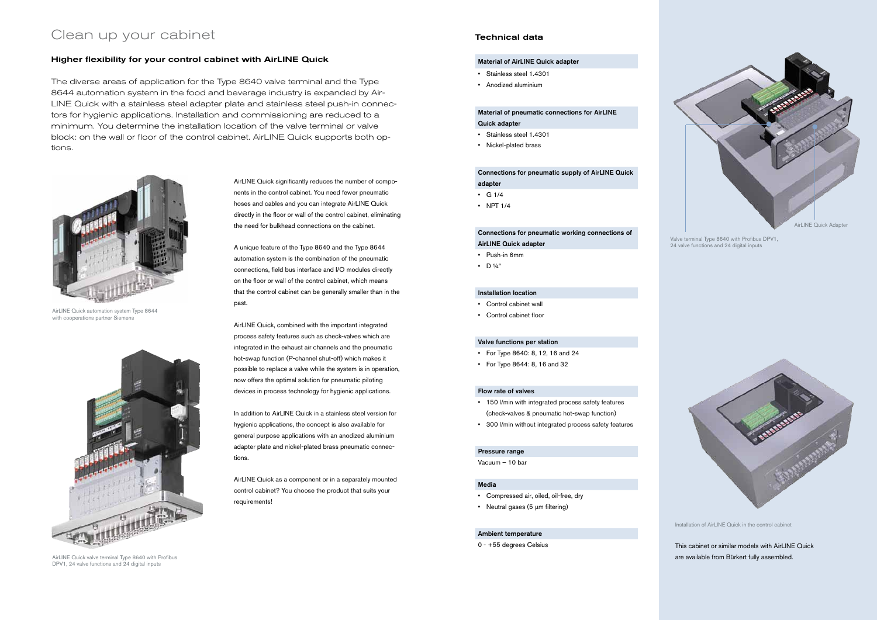# Clean up your cabinet

### Higher flexibility for your control cabinet with AirLINE Quick

The diverse areas of application for the Type 8640 valve terminal and the Type 8644 automation system in the food and beverage industry is expanded by AirLINE Quick with a stainless steel adapter plate and stainless steel push-in connectors for hygienic applications. Installation and commissioning are reduced to a minimum. You determine the installation location of the valve terminal or valve block: on the wall or floor of the control cabinet. AirLINE Quick supports both options.

AirLINE Quick automation system Type 8644 with cooperations partner Siemens

AirLINE Quick valve terminal Type 8640 with Profibus DPV1, 24 valve functions and 24 digital inputs

AirLINE Quick significantly reduces the number of components in the control cabinet. You need fewer pneumatic hoses and cables and you can integrate AirLINE Quick directly in the floor or wall of the control cabinet, eliminating the need for bulkhead connections on the cabinet.

A unique feature of the Type 8640 and the Type 8644 automation system is the combination of the pneumatic connections, field bus interface and I/O modules directly on the floor or wall of the control cabinet, which means that the control cabinet can be generally smaller than in the past.

AirLINE Quick, combined with the important integrated process safety features such as check-valves which are integrated in the exhaust air channels and the pneumatic hot-swap function (P-channel shut-off) which makes it possible to replace a valve while the system is in operation, now offers the optimal solution for pneumatic piloting devices in process technology for hygienic applications.

In addition to AirLINE Quick in a stainless steel version for hygienic applications, the concept is also available for general purpose applications with an anodized aluminium adapter plate and nickel-plated brass pneumatic connections.

AirLINE Quick as a component or in a separately mounted control cabinet? You choose the product that suits your requirements!

### Technical data

**Material of AirLINE Quick adapter**

- Stainless steel 1.4301
- Anodized aluminium

**Material of pneumatic connections for AirLINE Quick adapter**

- Stainless steel 1.4301
- Nickel-plated brass

**Connections for pneumatic supply of AirLINE Quick adapter**

- G 1/4
- NPT 1/4

**Connections for pneumatic working connections of AirLINE Quick adapter**

- Push-in 6mm
- D ¼"

**Installation location**

- Control cabinet wall
- Control cabinet floor

**Valve functions per station**

- For Type 8640: 8, 12, 16 and 24
- For Type 8644: 8, 16 and 32

**Flow rate of valves**

- 150 l/min with integrated process safety features (check-valves & pneumatic hot-swap function)
- 300 l/min without integrated process safety features

**Pressure range**

Vacuum – 10 bar

**Media**

- Compressed air, oiled, oil-free, dry
- Neutral gases (5 µm filtering)

**Ambient temperature**

0 - +55 degrees Celsius

AirLINE Quick Adapter

Valve terminal Type 8640 with Profibus DPV1, 24 valve functions and 24 digital inputs

Installation of AirLINE Quick in the control cabinet

This cabinet or similar models with AirLINE Quick are available from Bürkert fully assembled.